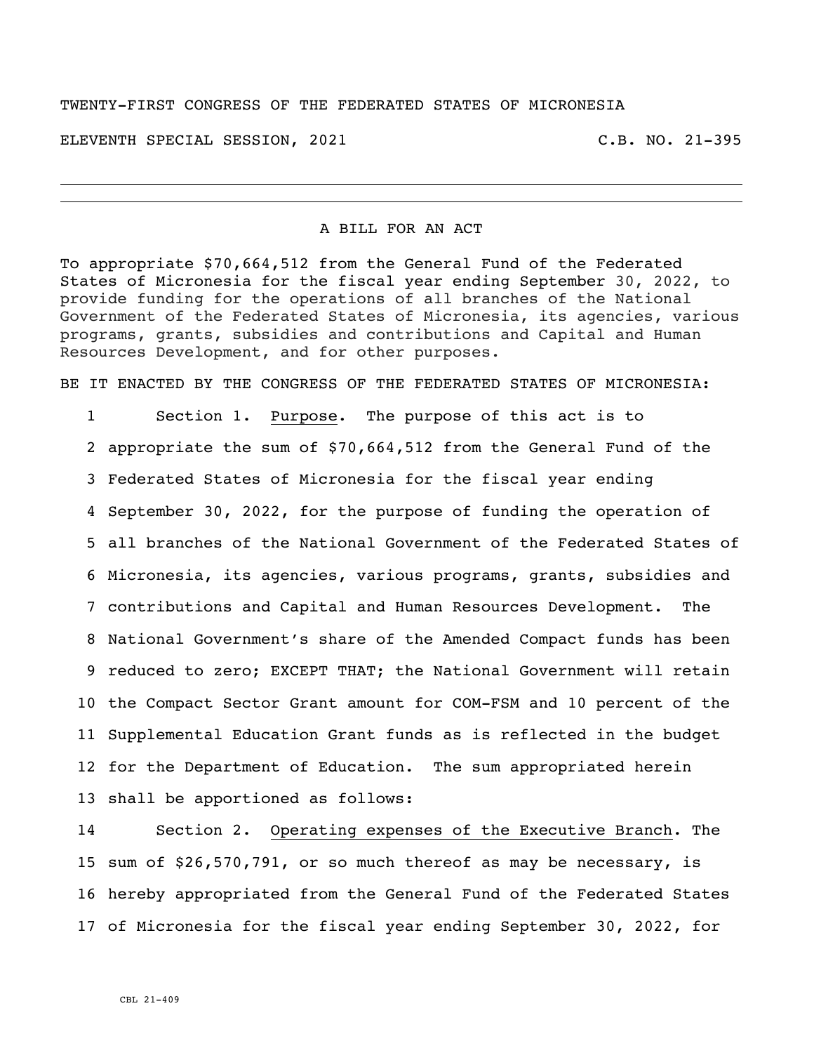TWENTY-FIRST CONGRESS OF THE FEDERATED STATES OF MICRONESIA

ELEVENTH SPECIAL SESSION, 2021 C.B. NO. 21-395

---

A BILL FOR AN ACT

To appropriate $70,664,512 from the General Fund of the Federated States of Micronesia for the fiscal year ending September 30, 2022, to provide funding for the operations of all branches of the National Government of the Federated States of Micronesia, its agencies, various programs, grants, subsidies and contributions and Capital and Human Resources Development, and for other purposes.

BE IT ENACTED BY THE CONGRESS OF THE FEDERATED STATES OF MICRONESIA:

1 Section 1. Purpose. The purpose of this act is to
2 appropriate the sum of $70,664,512 from the General Fund of the
3 Federated States of Micronesia for the fiscal year ending
4 September 30, 2022, for the purpose of funding the operation of
5 all branches of the National Government of the Federated States of
6 Micronesia, its agencies, various programs, grants, subsidies and
7 contributions and Capital and Human Resources Development. The
8 National Government's share of the Amended Compact funds has been
9 reduced to zero; EXCEPT THAT; the National Government will retain
10 the Compact Sector Grant amount for COM-FSM and 10 percent of the
11 Supplemental Education Grant funds as is reflected in the budget
12 for the Department of Education. The sum appropriated herein
13 shall be apportioned as follows:

14 Section 2. Operating expenses of the Executive Branch. The
15 sum of $26,570,791, or so much thereof as may be necessary, is
16 hereby appropriated from the General Fund of the Federated States
17 of Micronesia for the fiscal year ending September 30, 2022, for

CBL 21-409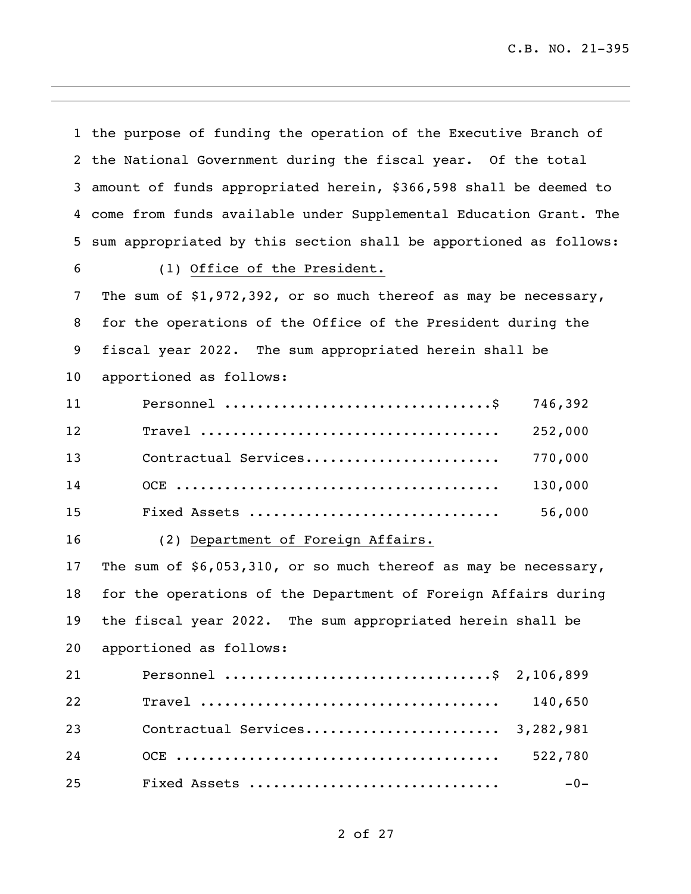the purpose of funding the operation of the Executive Branch of the National Government during the fiscal year. Of the total amount of funds appropriated herein, $366,598 shall be deemed to come from funds available under Supplemental Education Grant. The sum appropriated by this section shall be apportioned as follows:

(1) Office of the President.

The sum of $1,972,392, or so much thereof as may be necessary, for the operations of the Office of the President during the fiscal year 2022. The sum appropriated herein shall be apportioned as follows:

| | |
|---|---|
| Personnel ................................$ | 746,392 |
| Travel .................................... | 252,000 |
| Contractual Services........................ | 770,000 |
| OCE ....................................... | 130,000 |
| Fixed Assets .............................. | 56,000 |

(2) Department of Foreign Affairs.

The sum of $6,053,310, or so much thereof as may be necessary, for the operations of the Department of Foreign Affairs during the fiscal year 2022. The sum appropriated herein shall be apportioned as follows:

| | |
|---|---|
| Personnel ................................$ | 2,106,899 |
| Travel .................................... | 140,650 |
| Contractual Services........................ | 3,282,981 |
| OCE ....................................... | 522,780 |
| Fixed Assets .............................. | -0- |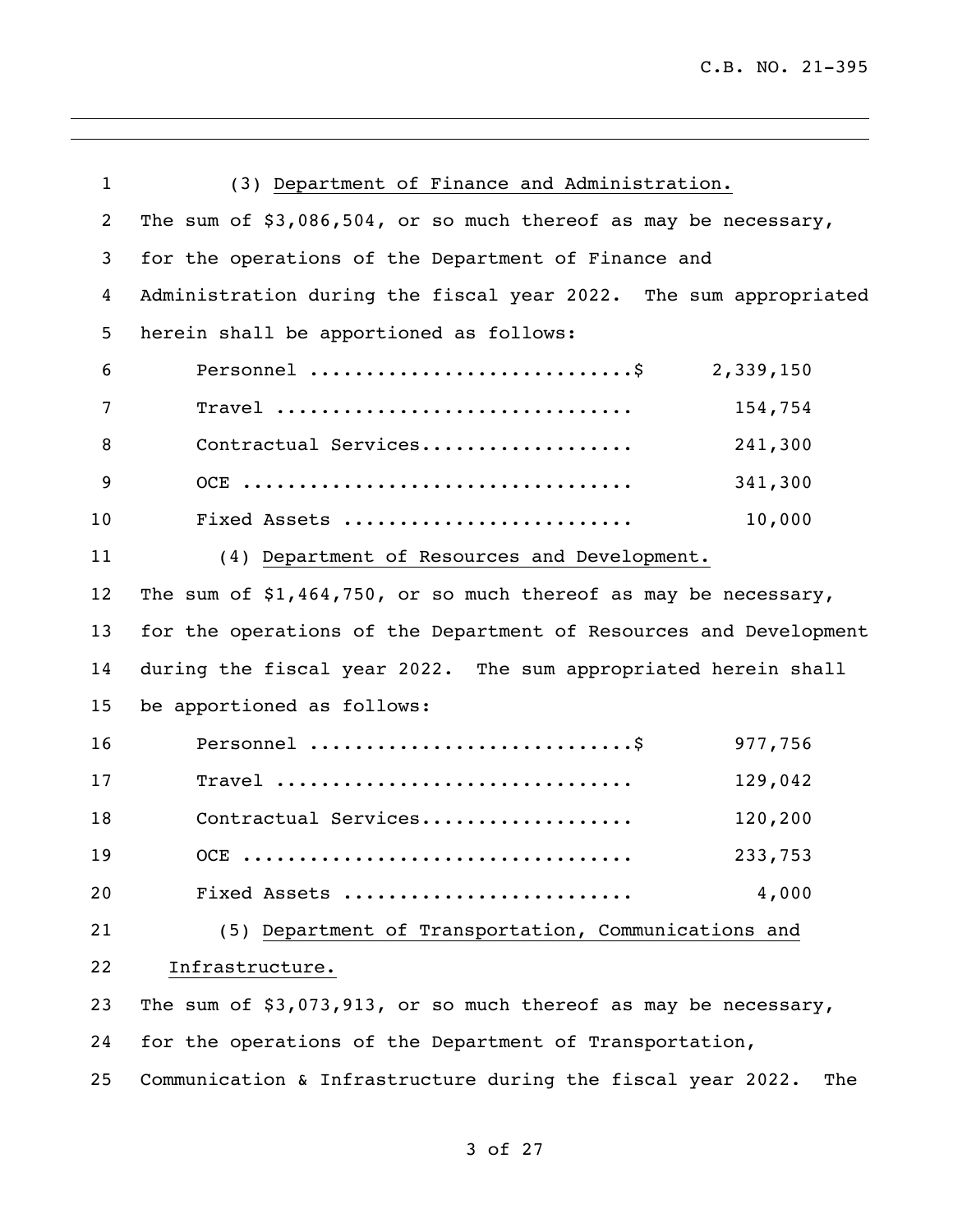(3) <u>Department of Finance and Administration.</u>

The sum of $3,086,504, or so much thereof as may be necessary, for the operations of the Department of Finance and Administration during the fiscal year 2022. The sum appropriated herein shall be apportioned as follows:

| | |
|---|---|
| Personnel ............................$ | 2,339,150 |
| Travel ............................... | 154,754 |
| Contractual Services.................. | 241,300 |
| OCE .................................. | 341,300 |
| Fixed Assets ......................... | 10,000 |

(4) <u>Department of Resources and Development.</u>

The sum of $1,464,750, or so much thereof as may be necessary, for the operations of the Department of Resources and Development during the fiscal year 2022. The sum appropriated herein shall be apportioned as follows:

| | |
|---|---|
| Personnel ............................$ | 977,756 |
| Travel ............................... | 129,042 |
| Contractual Services.................. | 120,200 |
| OCE .................................. | 233,753 |
| Fixed Assets ......................... | 4,000 |

(5) <u>Department of Transportation, Communications and Infrastructure.</u>

The sum of $3,073,913, or so much thereof as may be necessary, for the operations of the Department of Transportation, Communication & Infrastructure during the fiscal year 2022. The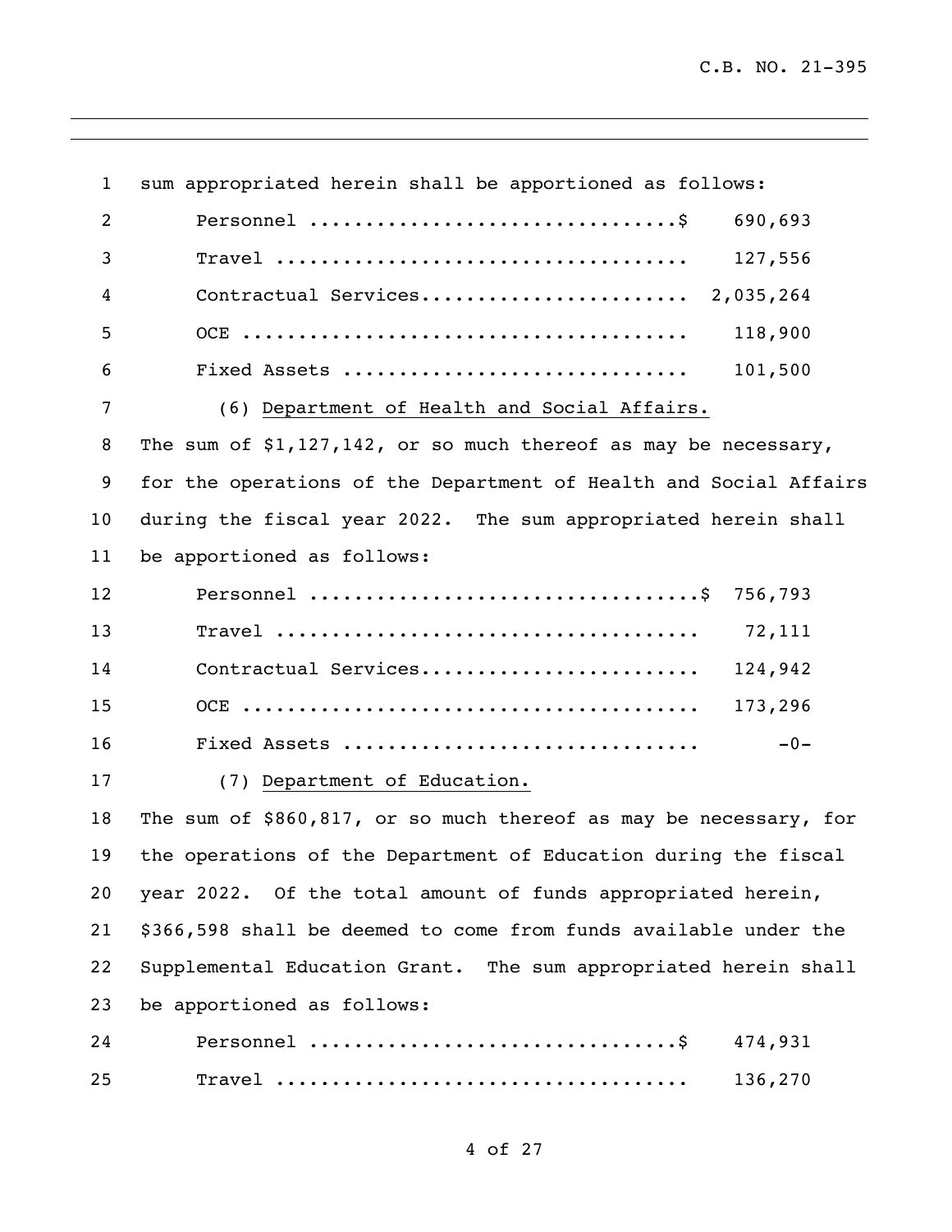sum appropriated herein shall be apportioned as follows:

| | |
|---|---|
| Personnel .................................$ | 690,693 |
| Travel .................................... | 127,556 |
| Contractual Services....................... | 2,035,264 |
| OCE ....................................... | 118,900 |
| Fixed Assets .............................. | 101,500 |

(6) Department of Health and Social Affairs.

The sum of $1,127,142, or so much thereof as may be necessary, for the operations of the Department of Health and Social Affairs during the fiscal year 2022. The sum appropriated herein shall be apportioned as follows:

| | |
|---|---|
| Personnel ..................................$ | 756,793 |
| Travel ..................................... | 72,111 |
| Contractual Services........................ | 124,942 |
| OCE ........................................ | 173,296 |
| Fixed Assets ............................... | -0- |

(7) Department of Education.

The sum of $860,817, or so much thereof as may be necessary, for the operations of the Department of Education during the fiscal year 2022. Of the total amount of funds appropriated herein, $366,598 shall be deemed to come from funds available under the Supplemental Education Grant. The sum appropriated herein shall be apportioned as follows:

| | |
|---|---|
| Personnel ................................$ | 474,931 |
| Travel .................................... | 136,270 |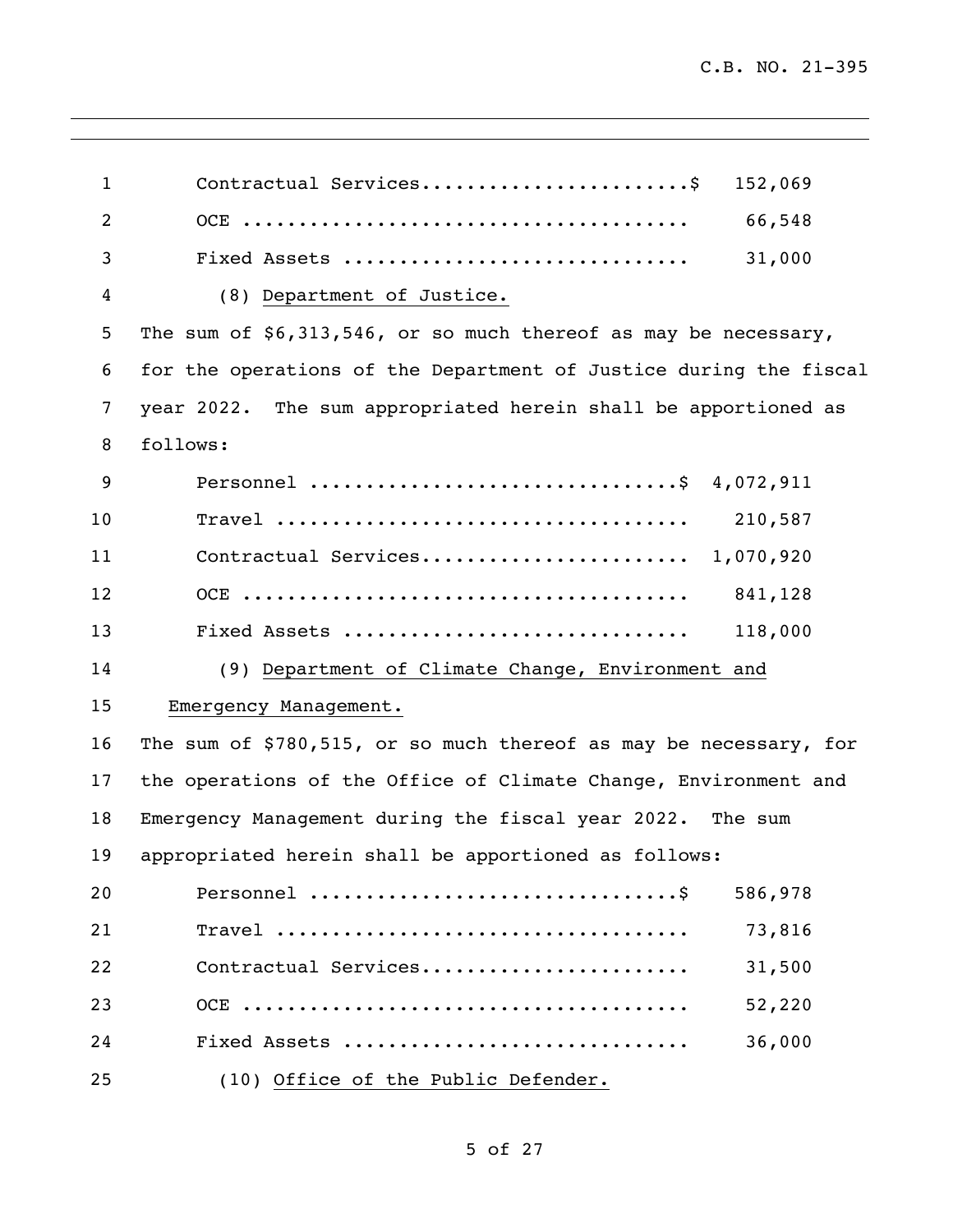| | |
|---|---|
| Contractual Services | $ 152,069 |
| OCE | 66,548 |
| Fixed Assets | 31,000 |

(8) Department of Justice.

The sum of $6,313,546, or so much thereof as may be necessary, for the operations of the Department of Justice during the fiscal year 2022. The sum appropriated herein shall be apportioned as follows:

| | |
|---|---|
| Personnel | $ 4,072,911 |
| Travel | 210,587 |
| Contractual Services | 1,070,920 |
| OCE | 841,128 |
| Fixed Assets | 118,000 |

(9) Department of Climate Change, Environment and Emergency Management.

The sum of $780,515, or so much thereof as may be necessary, for the operations of the Office of Climate Change, Environment and Emergency Management during the fiscal year 2022. The sum appropriated herein shall be apportioned as follows:

| | |
|---|---|
| Personnel | $ 586,978 |
| Travel | 73,816 |
| Contractual Services | 31,500 |
| OCE | 52,220 |
| Fixed Assets | 36,000 |

(10) Office of the Public Defender.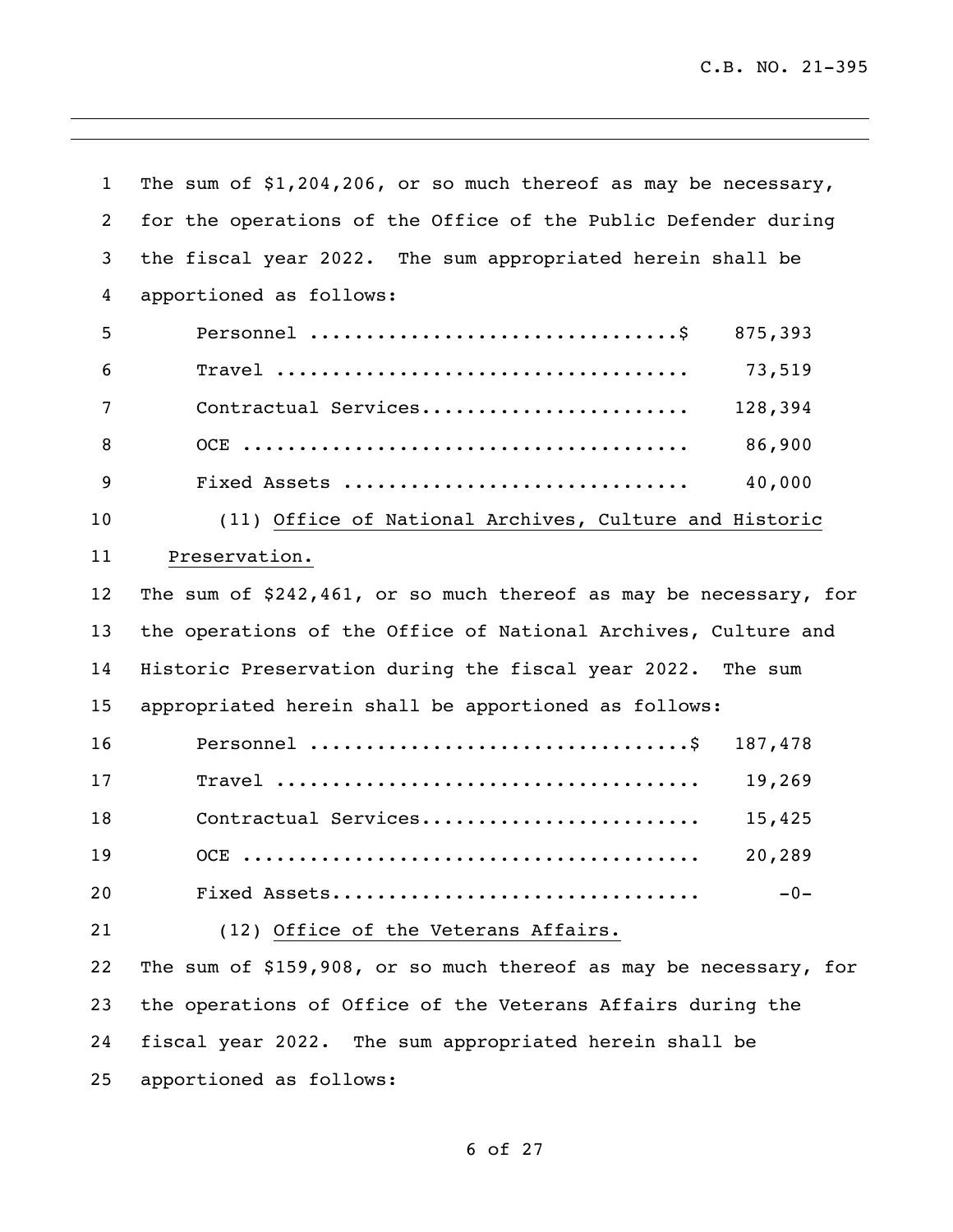The sum of $1,204,206, or so much thereof as may be necessary, for the operations of the Office of the Public Defender during the fiscal year 2022. The sum appropriated herein shall be apportioned as follows:

| | |
|---|---|
| Personnel ................................$ | 875,393 |
| Travel ................................... | 73,519 |
| Contractual Services....................... | 128,394 |
| OCE ...................................... | 86,900 |
| Fixed Assets .............................. | 40,000 |

(11) <u>Office of National Archives, Culture and Historic Preservation.</u>

The sum of $242,461, or so much thereof as may be necessary, for the operations of the Office of National Archives, Culture and Historic Preservation during the fiscal year 2022. The sum appropriated herein shall be apportioned as follows:

| | |
|---|---|
| Personnel ................................$ | 187,478 |
| Travel ................................... | 19,269 |
| Contractual Services....................... | 15,425 |
| OCE ...................................... | 20,289 |
| Fixed Assets............................... | -0- |

(12) <u>Office of the Veterans Affairs.</u>

The sum of $159,908, or so much thereof as may be necessary, for the operations of Office of the Veterans Affairs during the fiscal year 2022. The sum appropriated herein shall be apportioned as follows: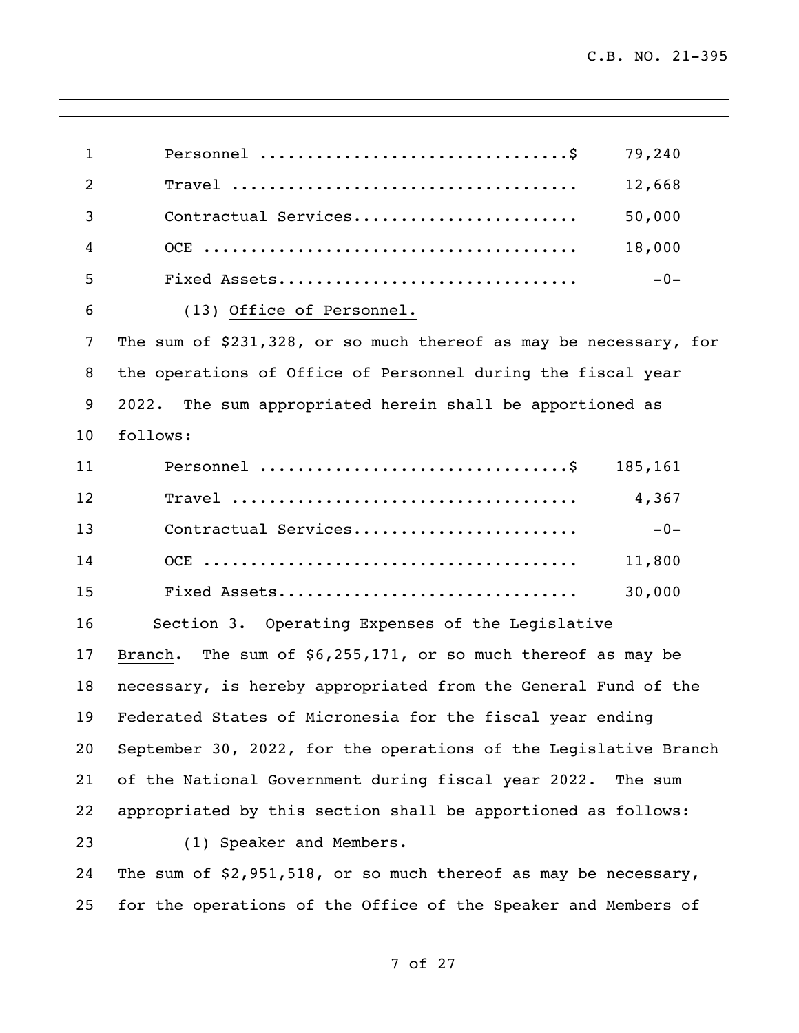| | |
|---|---|
| Personnel ................................$ | 79,240 |
| Travel .................................... | 12,668 |
| Contractual Services....................... | 50,000 |
| OCE ....................................... | 18,000 |
| Fixed Assets............................... | -0- |

(13) Office of Personnel.

The sum of $231,328, or so much thereof as may be necessary, for the operations of Office of Personnel during the fiscal year 2022. The sum appropriated herein shall be apportioned as follows:

| | |
|---|---|
| Personnel ................................$ | 185,161 |
| Travel .................................... | 4,367 |
| Contractual Services....................... | -0- |
| OCE ....................................... | 11,800 |
| Fixed Assets............................... | 30,000 |

Section 3. Operating Expenses of the Legislative Branch. The sum of $6,255,171, or so much thereof as may be necessary, is hereby appropriated from the General Fund of the Federated States of Micronesia for the fiscal year ending September 30, 2022, for the operations of the Legislative Branch of the National Government during fiscal year 2022. The sum appropriated by this section shall be apportioned as follows:

(1) Speaker and Members.

The sum of $2,951,518, or so much thereof as may be necessary, for the operations of the Office of the Speaker and Members of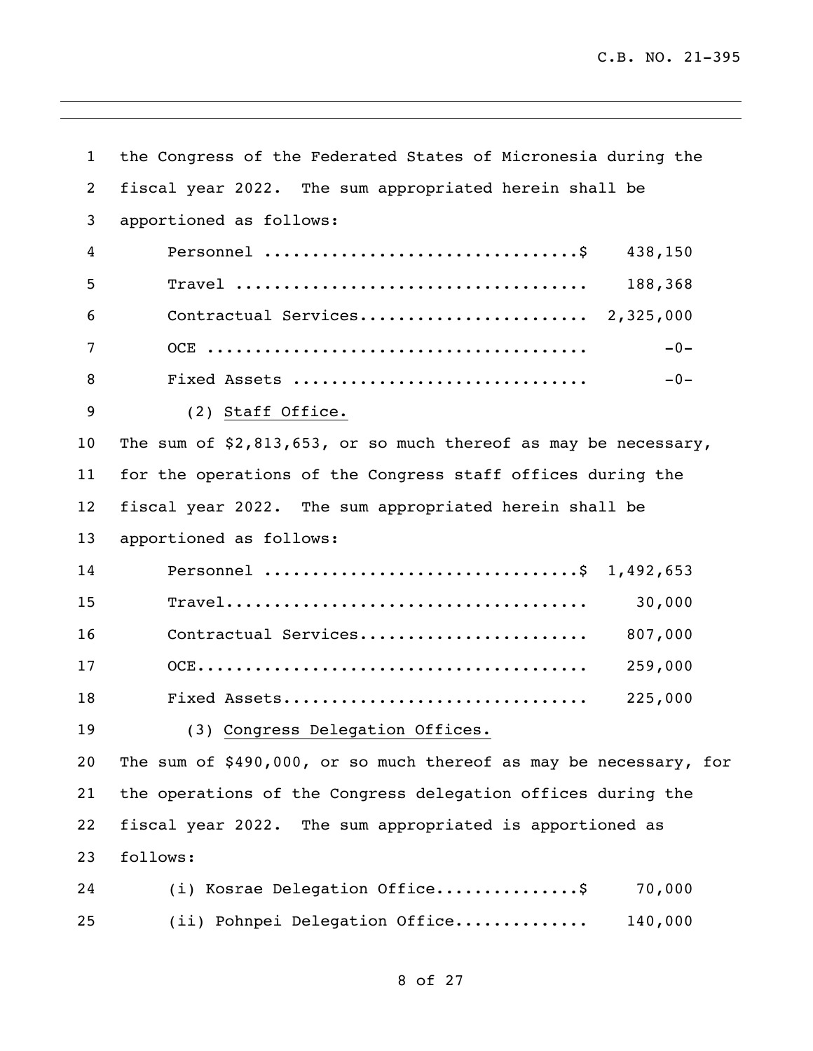the Congress of the Federated States of Micronesia during the fiscal year 2022. The sum appropriated herein shall be apportioned as follows:

| | |
|---|---|
| Personnel ................................$ | 438,150 |
| Travel .................................... | 188,368 |
| Contractual Services....................... | 2,325,000 |
| OCE ....................................... | -0- |
| Fixed Assets .............................. | -0- |

(2) Staff Office.

The sum of $2,813,653, or so much thereof as may be necessary, for the operations of the Congress staff offices during the fiscal year 2022. The sum appropriated herein shall be apportioned as follows:

| | |
|---|---|
| Personnel ................................$ | 1,492,653 |
| Travel..................................... | 30,000 |
| Contractual Services....................... | 807,000 |
| OCE........................................ | 259,000 |
| Fixed Assets............................... | 225,000 |

(3) Congress Delegation Offices.

The sum of $490,000, or so much thereof as may be necessary, for the operations of the Congress delegation offices during the fiscal year 2022. The sum appropriated is apportioned as follows:

| | |
|---|---|
| (i) Kosrae Delegation Office..............$ | 70,000 |
| (ii) Pohnpei Delegation Office............. | 140,000 |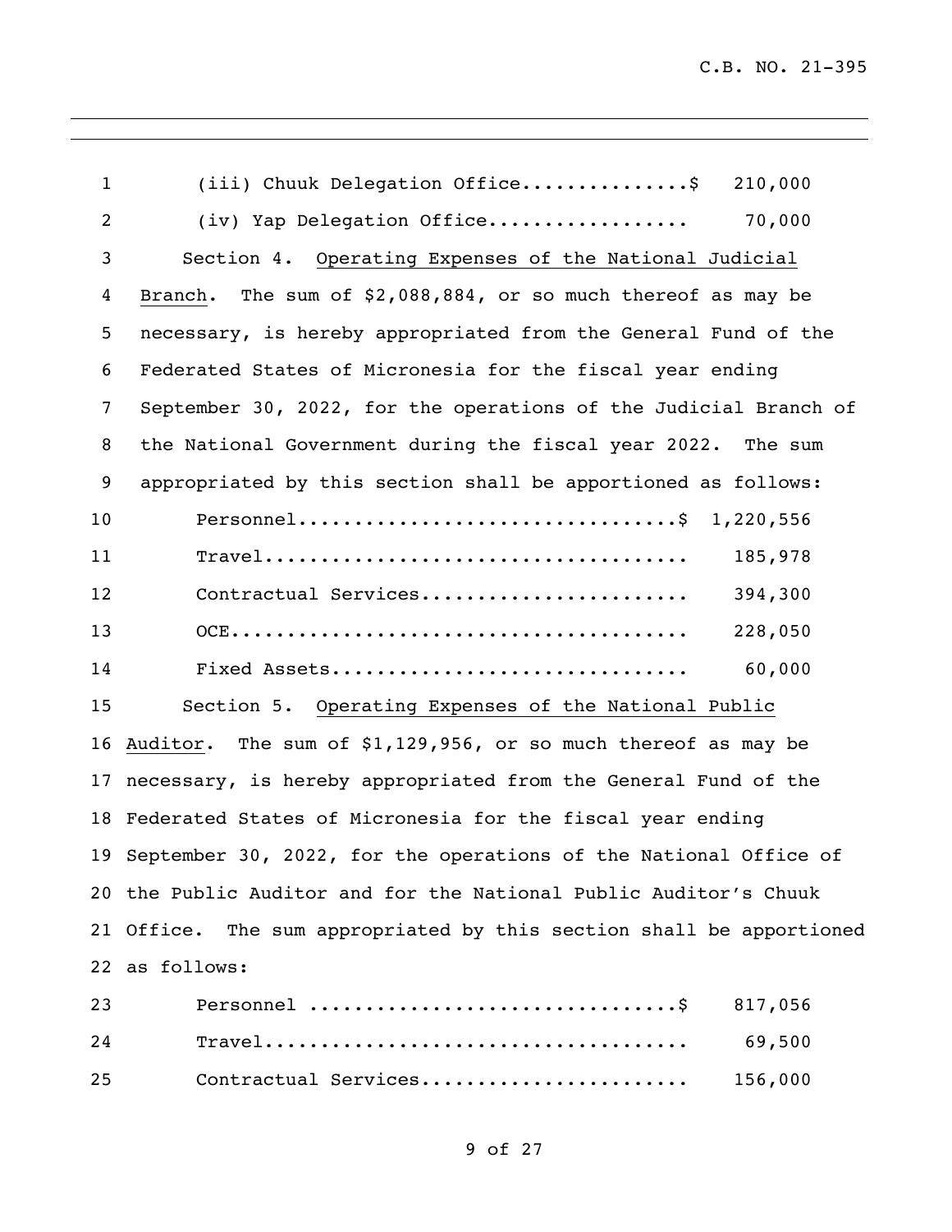(iii) Chuuk Delegation Office...............$ 210,000

(iv) Yap Delegation Office.................. 70,000

Section 4. <u>Operating Expenses of the National Judicial Branch</u>. The sum of $2,088,884, or so much thereof as may be necessary, is hereby appropriated from the General Fund of the Federated States of Micronesia for the fiscal year ending September 30, 2022, for the operations of the Judicial Branch of the National Government during the fiscal year 2022. The sum appropriated by this section shall be apportioned as follows:

| | |
|---|---|
| Personnel.................................$ | 1,220,556 |
| Travel.................................... | 185,978 |
| Contractual Services...................... | 394,300 |
| OCE....................................... | 228,050 |
| Fixed Assets.............................. | 60,000 |

Section 5. <u>Operating Expenses of the National Public Auditor</u>. The sum of $1,129,956, or so much thereof as may be necessary, is hereby appropriated from the General Fund of the Federated States of Micronesia for the fiscal year ending September 30, 2022, for the operations of the National Office of the Public Auditor and for the National Public Auditor's Chuuk Office. The sum appropriated by this section shall be apportioned as follows:

| | |
|---|---|
| Personnel ................................$ | 817,056 |
| Travel.................................... | 69,500 |
| Contractual Services...................... | 156,000 |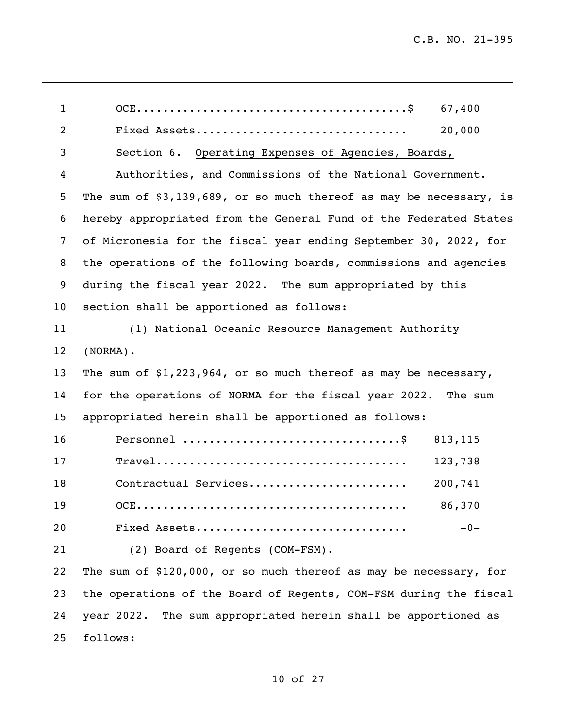| | |
|---|---|
| OCE | $ 67,400 |
| Fixed Assets | 20,000 |

Section 6. Operating Expenses of Agencies, Boards, Authorities, and Commissions of the National Government. The sum of $3,139,689, or so much thereof as may be necessary, is hereby appropriated from the General Fund of the Federated States of Micronesia for the fiscal year ending September 30, 2022, for the operations of the following boards, commissions and agencies during the fiscal year 2022. The sum appropriated by this section shall be apportioned as follows:

(1) National Oceanic Resource Management Authority (NORMA).
The sum of $1,223,964, or so much thereof as may be necessary, for the operations of NORMA for the fiscal year 2022. The sum appropriated herein shall be apportioned as follows:

| | |
|---|---|
| Personnel | $ 813,115 |
| Travel | 123,738 |
| Contractual Services | 200,741 |
| OCE | 86,370 |
| Fixed Assets | -0- |

(2) Board of Regents (COM-FSM).
The sum of $120,000, or so much thereof as may be necessary, for the operations of the Board of Regents, COM-FSM during the fiscal year 2022. The sum appropriated herein shall be apportioned as follows: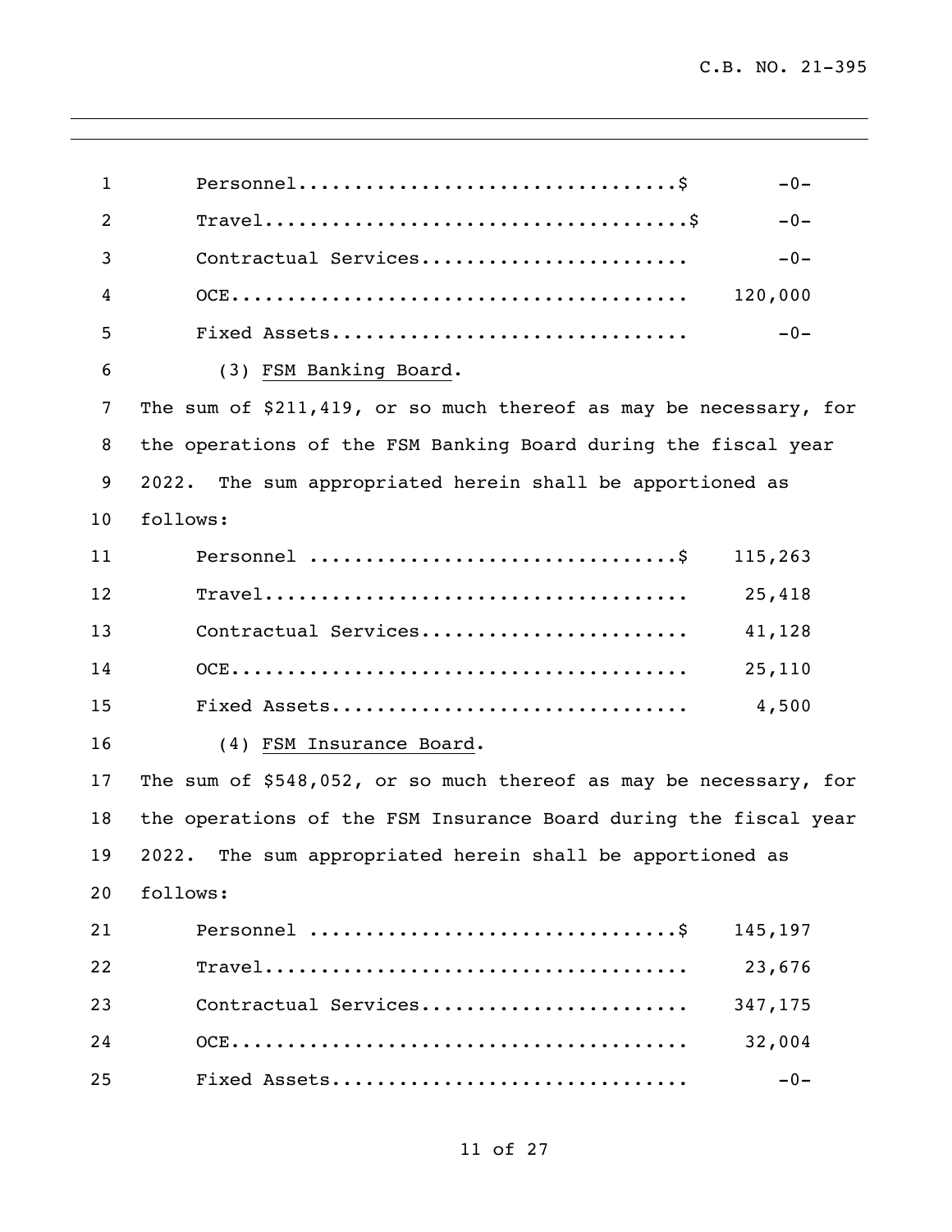| | |
|---|---|
| Personnel.................................$ | -0- |
| Travel.....................................$ | -0- |
| Contractual Services....................... | -0- |
| OCE........................................ | 120,000 |
| Fixed Assets............................... | -0- |

(3) FSM Banking Board.

The sum of $211,419, or so much thereof as may be necessary, for the operations of the FSM Banking Board during the fiscal year 2022. The sum appropriated herein shall be apportioned as follows:

| | |
|---|---|
| Personnel ................................$ | 115,263 |
| Travel..................................... | 25,418 |
| Contractual Services....................... | 41,128 |
| OCE........................................ | 25,110 |
| Fixed Assets............................... | 4,500 |

(4) FSM Insurance Board.

The sum of $548,052, or so much thereof as may be necessary, for the operations of the FSM Insurance Board during the fiscal year 2022. The sum appropriated herein shall be apportioned as follows:

| | |
|---|---|
| Personnel ................................$ | 145,197 |
| Travel..................................... | 23,676 |
| Contractual Services....................... | 347,175 |
| OCE........................................ | 32,004 |
| Fixed Assets............................... | -0- |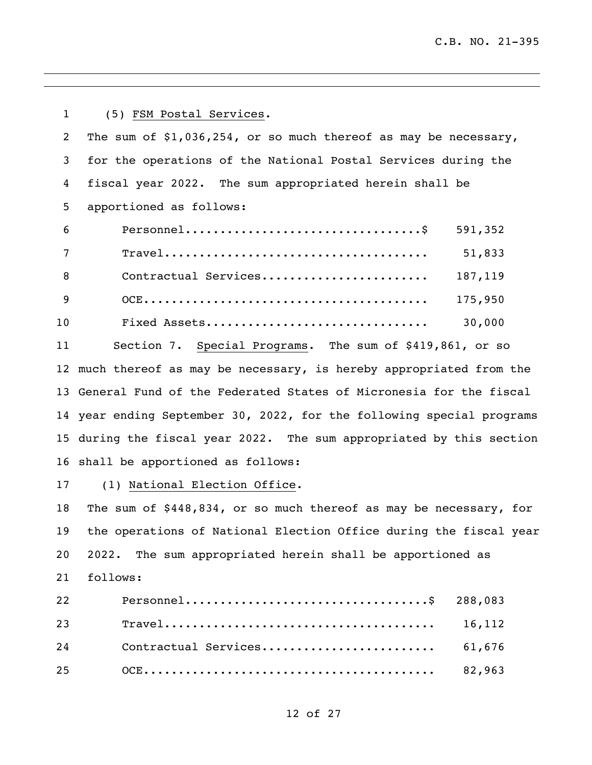(5) FSM Postal Services.

The sum of $1,036,254, or so much thereof as may be necessary, for the operations of the National Postal Services during the fiscal year 2022. The sum appropriated herein shall be apportioned as follows:

| | |
|---|---|
| Personnel | $ 591,352 |
| Travel | 51,833 |
| Contractual Services | 187,119 |
| OCE | 175,950 |
| Fixed Assets | 30,000 |

Section 7. Special Programs. The sum of $419,861, or so much thereof as may be necessary, is hereby appropriated from the General Fund of the Federated States of Micronesia for the fiscal year ending September 30, 2022, for the following special programs during the fiscal year 2022. The sum appropriated by this section shall be apportioned as follows:

(1) National Election Office.

The sum of $448,834, or so much thereof as may be necessary, for the operations of National Election Office during the fiscal year 2022. The sum appropriated herein shall be apportioned as follows:

| | |
|---|---|
| Personnel | $ 288,083 |
| Travel | 16,112 |
| Contractual Services | 61,676 |
| OCE | 82,963 |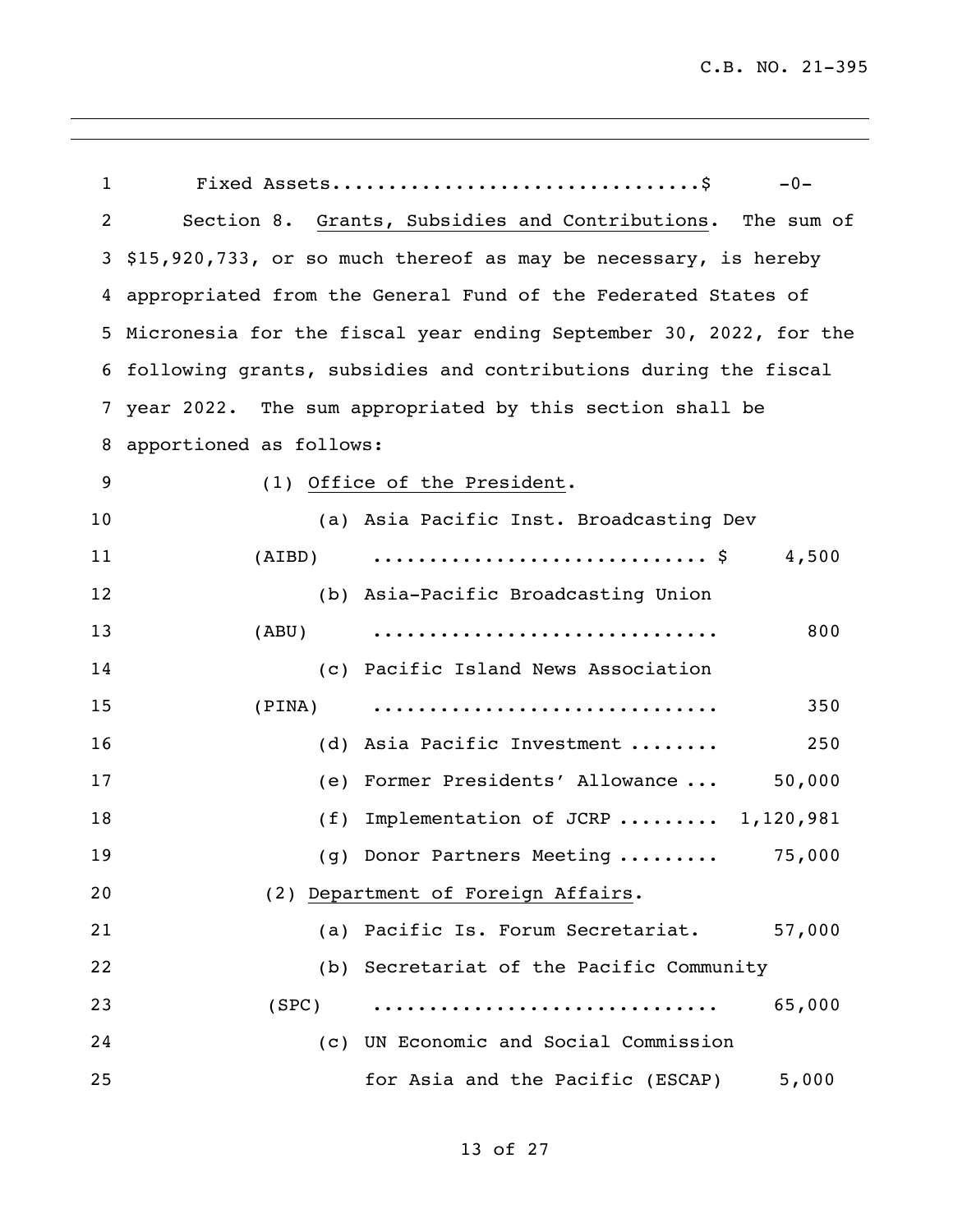Fixed Assets................................$ -0-

Section 8. Grants, Subsidies and Contributions. The sum of $15,920,733, or so much thereof as may be necessary, is hereby appropriated from the General Fund of the Federated States of Micronesia for the fiscal year ending September 30, 2022, for the following grants, subsidies and contributions during the fiscal year 2022. The sum appropriated by this section shall be apportioned as follows:

(1) Office of the President.

(a) Asia Pacific Inst. Broadcasting Dev (AIBD) ............................. $ 4,500

(b) Asia-Pacific Broadcasting Union (ABU) .............................. 800

(c) Pacific Island News Association (PINA) .............................. 350

(d) Asia Pacific Investment ........ 250

(e) Former Presidents' Allowance ... 50,000

(f) Implementation of JCRP ......... 1,120,981

(g) Donor Partners Meeting ......... 75,000

(2) Department of Foreign Affairs.

(a) Pacific Is. Forum Secretariat. 57,000

(b) Secretariat of the Pacific Community (SPC) .............................. 65,000

(c) UN Economic and Social Commission for Asia and the Pacific (ESCAP) 5,000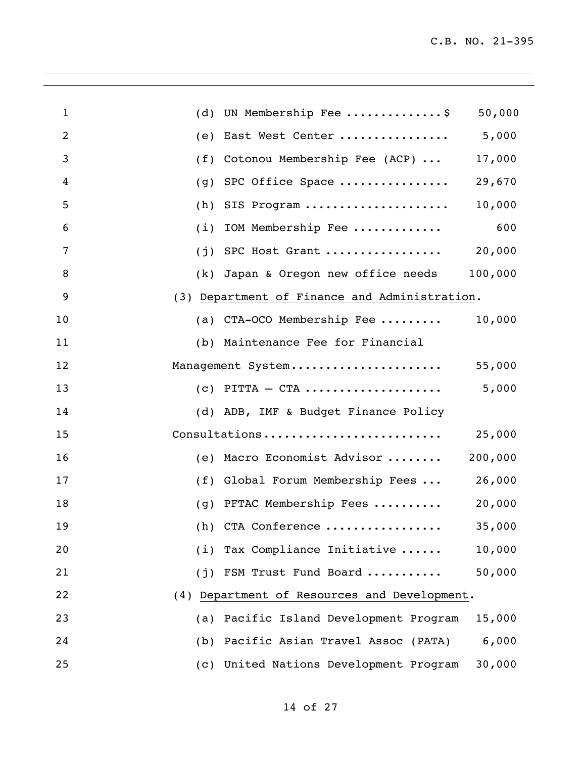(d) UN Membership Fee .............$ 50,000

(e) East West Center ................ 5,000

(f) Cotonou Membership Fee (ACP) ... 17,000

(g) SPC Office Space ................ 29,670

(h) SIS Program ..................... 10,000

(i) IOM Membership Fee ............ 600

(j) SPC Host Grant ................. 20,000

(k) Japan & Oregon new office needs 100,000

(3) <u>Department of Finance and Administration</u>.

(a) CTA-OCO Membership Fee ......... 10,000

(b) Maintenance Fee for Financial Management System...................... 55,000

(c) PITTA – CTA .................... 5,000

(d) ADB, IMF & Budget Finance Policy Consultations......................... 25,000

(e) Macro Economist Advisor ........ 200,000

(f) Global Forum Membership Fees ... 26,000

(g) PFTAC Membership Fees .......... 20,000

(h) CTA Conference ................ 35,000

(i) Tax Compliance Initiative ...... 10,000

(j) FSM Trust Fund Board ........... 50,000

(4) <u>Department of Resources and Development</u>.

(a) Pacific Island Development Program 15,000

(b) Pacific Asian Travel Assoc (PATA) 6,000

(c) United Nations Development Program 30,000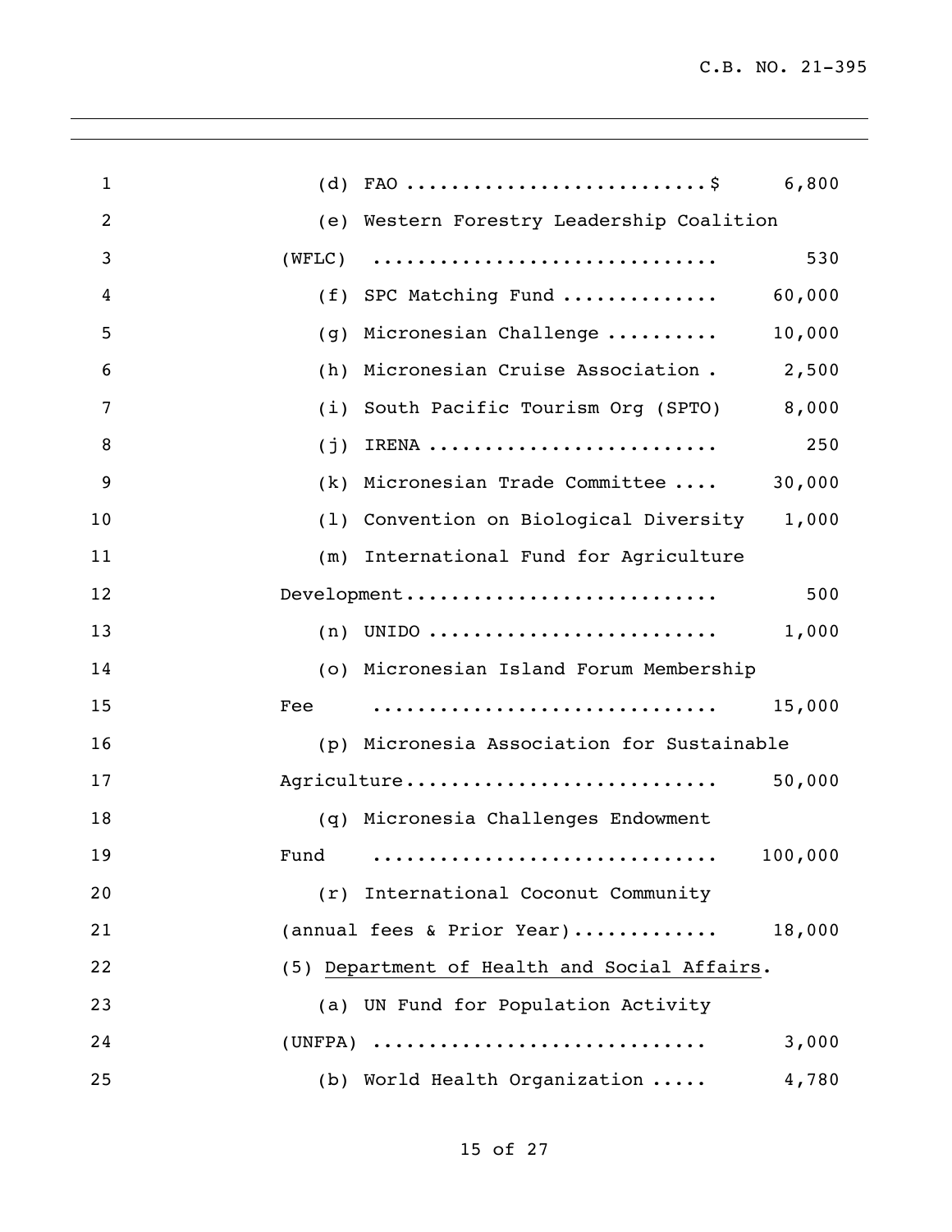(d) FAO ..........................$ 6,800

(e) Western Forestry Leadership Coalition (WFLC) .............................. 530

(f) SPC Matching Fund .............. 60,000

(g) Micronesian Challenge .......... 10,000

(h) Micronesian Cruise Association . 2,500

(i) South Pacific Tourism Org (SPTO) 8,000

(j) IRENA .......................... 250

(k) Micronesian Trade Committee .... 30,000

(l) Convention on Biological Diversity 1,000

(m) International Fund for Agriculture Development........................... 500

(n) UNIDO .......................... 1,000

(o) Micronesian Island Forum Membership Fee .............................. 15,000

(p) Micronesia Association for Sustainable Agriculture........................... 50,000

(q) Micronesia Challenges Endowment Fund .............................. 100,000

(r) International Coconut Community (annual fees & Prior Year)............ 18,000

(5) Department of Health and Social Affairs.

(a) UN Fund for Population Activity (UNFPA) ............................ 3,000

(b) World Health Organization ..... 4,780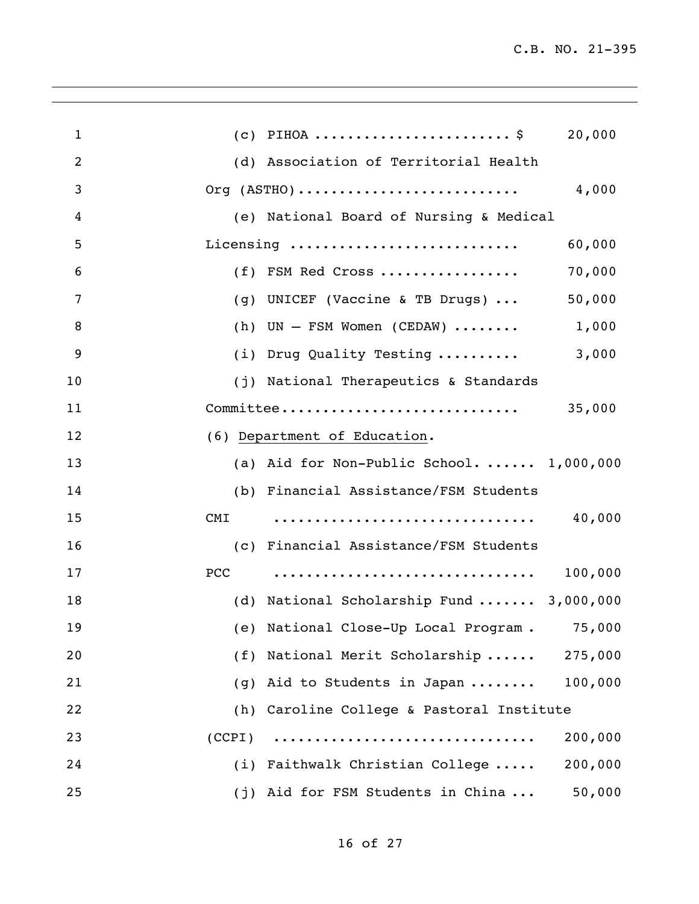(c) PIHOA ....................... $ 20,000

(d) Association of Territorial Health Org (ASTHO).......................... 4,000

(e) National Board of Nursing & Medical Licensing .......................... 60,000

(f) FSM Red Cross ................ 70,000

(g) UNICEF (Vaccine & TB Drugs) ... 50,000

(h) UN – FSM Women (CEDAW) ........ 1,000

(i) Drug Quality Testing .......... 3,000

(j) National Therapeutics & Standards Committee............................ 35,000

(6) <u>Department of Education</u>.

(a) Aid for Non-Public School. ...... 1,000,000

(b) Financial Assistance/FSM Students CMI .............................. 40,000

(c) Financial Assistance/FSM Students PCC .............................. 100,000

(d) National Scholarship Fund ....... 3,000,000

(e) National Close-Up Local Program . 75,000

(f) National Merit Scholarship ...... 275,000

(g) Aid to Students in Japan ........ 100,000

(h) Caroline College & Pastoral Institute (CCPI) .............................. 200,000

(i) Faithwalk Christian College ..... 200,000

(j) Aid for FSM Students in China ... 50,000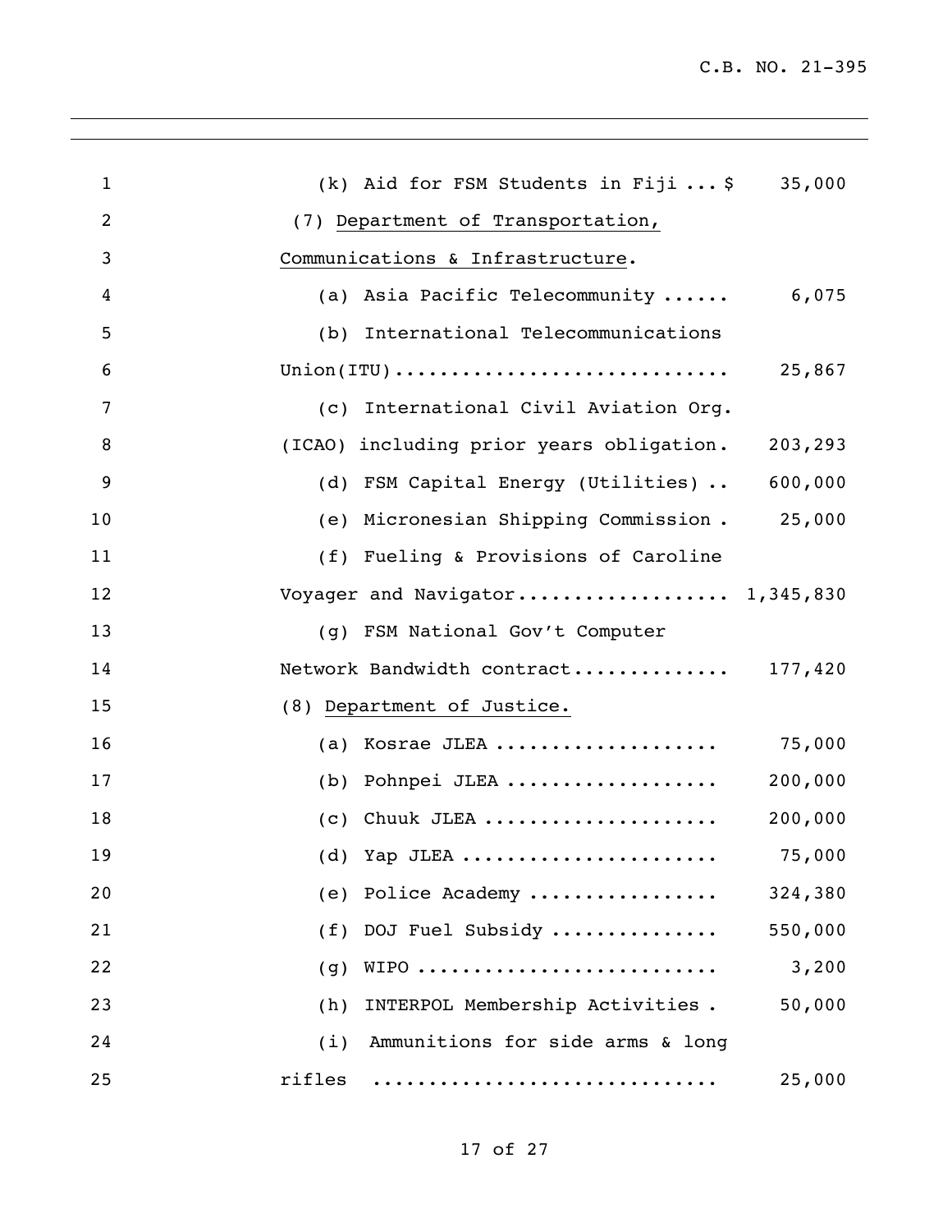(k) Aid for FSM Students in Fiji ... $ 35,000

(7) Department of Transportation, Communications & Infrastructure.

(a) Asia Pacific Telecommunity ...... 6,075

(b) International Telecommunications Union(ITU)............................ 25,867

(c) International Civil Aviation Org. (ICAO) including prior years obligation. 203,293

(d) FSM Capital Energy (Utilities) .. 600,000

(e) Micronesian Shipping Commission . 25,000

(f) Fueling & Provisions of Caroline Voyager and Navigator.................. 1,345,830

(g) FSM National Gov't Computer Network Bandwidth contract.............. 177,420

(8) Department of Justice.

(a) Kosrae JLEA .................... 75,000

(b) Pohnpei JLEA ................... 200,000

(c) Chuuk JLEA ..................... 200,000

(d) Yap JLEA ....................... 75,000

(e) Police Academy ................. 324,380

(f) DOJ Fuel Subsidy ............... 550,000

(g) WIPO .......................... 3,200

(h) INTERPOL Membership Activities . 50,000

(i) Ammunitions for side arms & long rifles .............................. 25,000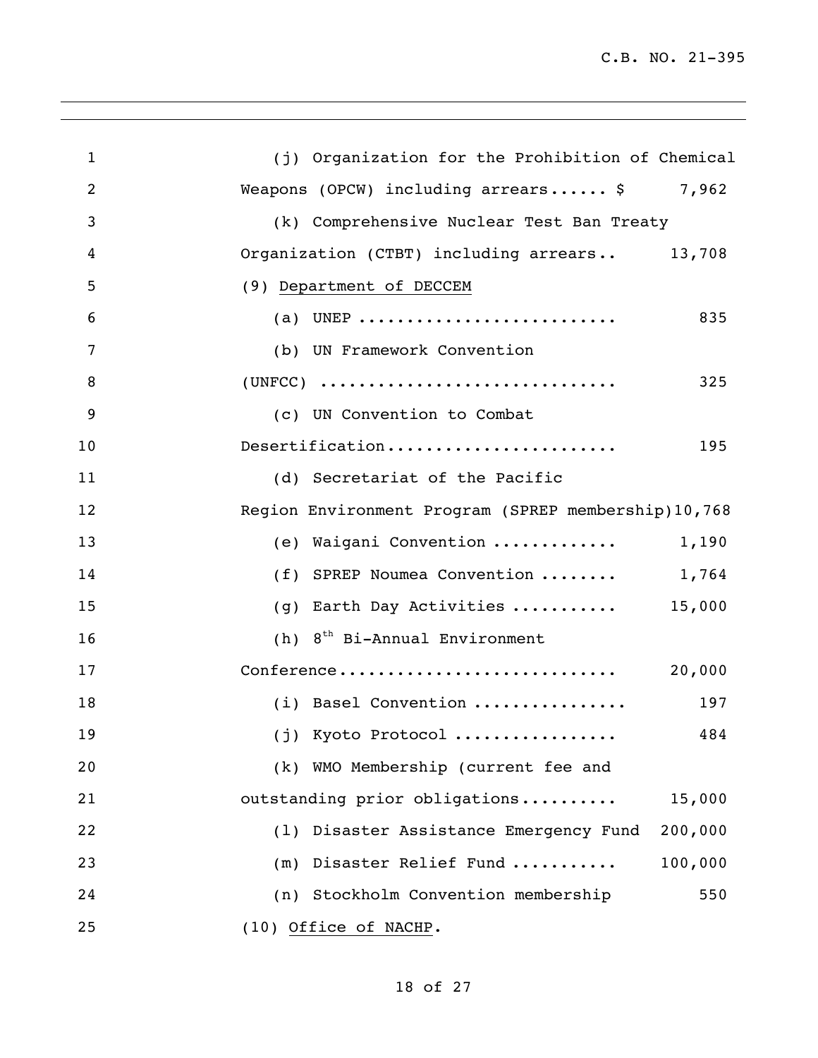(j) Organization for the Prohibition of Chemical Weapons (OPCW) including arrears...... $ 7,962

(k) Comprehensive Nuclear Test Ban Treaty Organization (CTBT) including arrears.. 13,708

(9) Department of DECCEM

(a) UNEP .......................... 835

(b) UN Framework Convention (UNFCC) .............................. 325

(c) UN Convention to Combat Desertification....................... 195

(d) Secretariat of the Pacific Region Environment Program (SPREP membership)10,768

(e) Waigani Convention ............ 1,190

(f) SPREP Noumea Convention ........ 1,764

(g) Earth Day Activities ........... 15,000

(h) 8th Bi-Annual Environment Conference............................ 20,000

(i) Basel Convention ............... 197

(j) Kyoto Protocol ................ 484

(k) WMO Membership (current fee and outstanding prior obligations.......... 15,000

(l) Disaster Assistance Emergency Fund 200,000

(m) Disaster Relief Fund .......... 100,000

(n) Stockholm Convention membership 550

(10) Office of NACHP.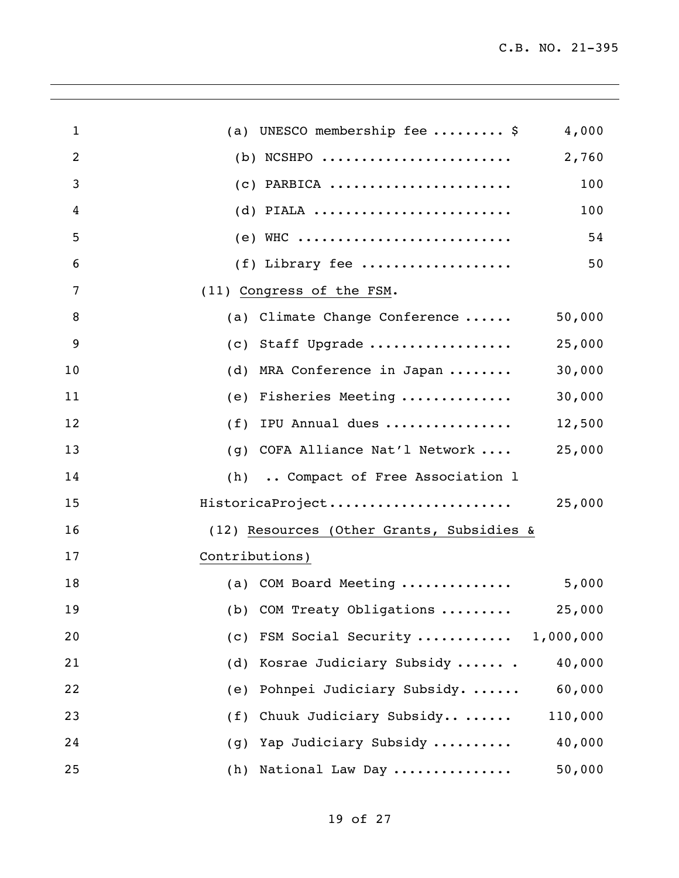(a) UNESCO membership fee ......... $ 4,000

(b) NCSHPO ........................ 2,760

(c) PARBICA ....................... 100

(d) PIALA ......................... 100

(e) WHC ........................... 54

(f) Library fee ................... 50

(11) Congress of the FSM.

(a) Climate Change Conference ...... 50,000

(c) Staff Upgrade .................. 25,000

(d) MRA Conference in Japan ........ 30,000

(e) Fisheries Meeting ............. 30,000

(f) IPU Annual dues ................ 12,500

(g) COFA Alliance Nat'l Network .... 25,000

(h) .. Compact of Free Association l HistoricaProject....................... 25,000

(12) Resources (Other Grants, Subsidies & Contributions)

(a) COM Board Meeting ............. 5,000

(b) COM Treaty Obligations ......... 25,000

(c) FSM Social Security ........... 1,000,000

(d) Kosrae Judiciary Subsidy ...... . 40,000

(e) Pohnpei Judiciary Subsidy. ...... 60,000

(f) Chuuk Judiciary Subsidy.. ...... 110,000

(g) Yap Judiciary Subsidy .......... 40,000

(h) National Law Day .............. 50,000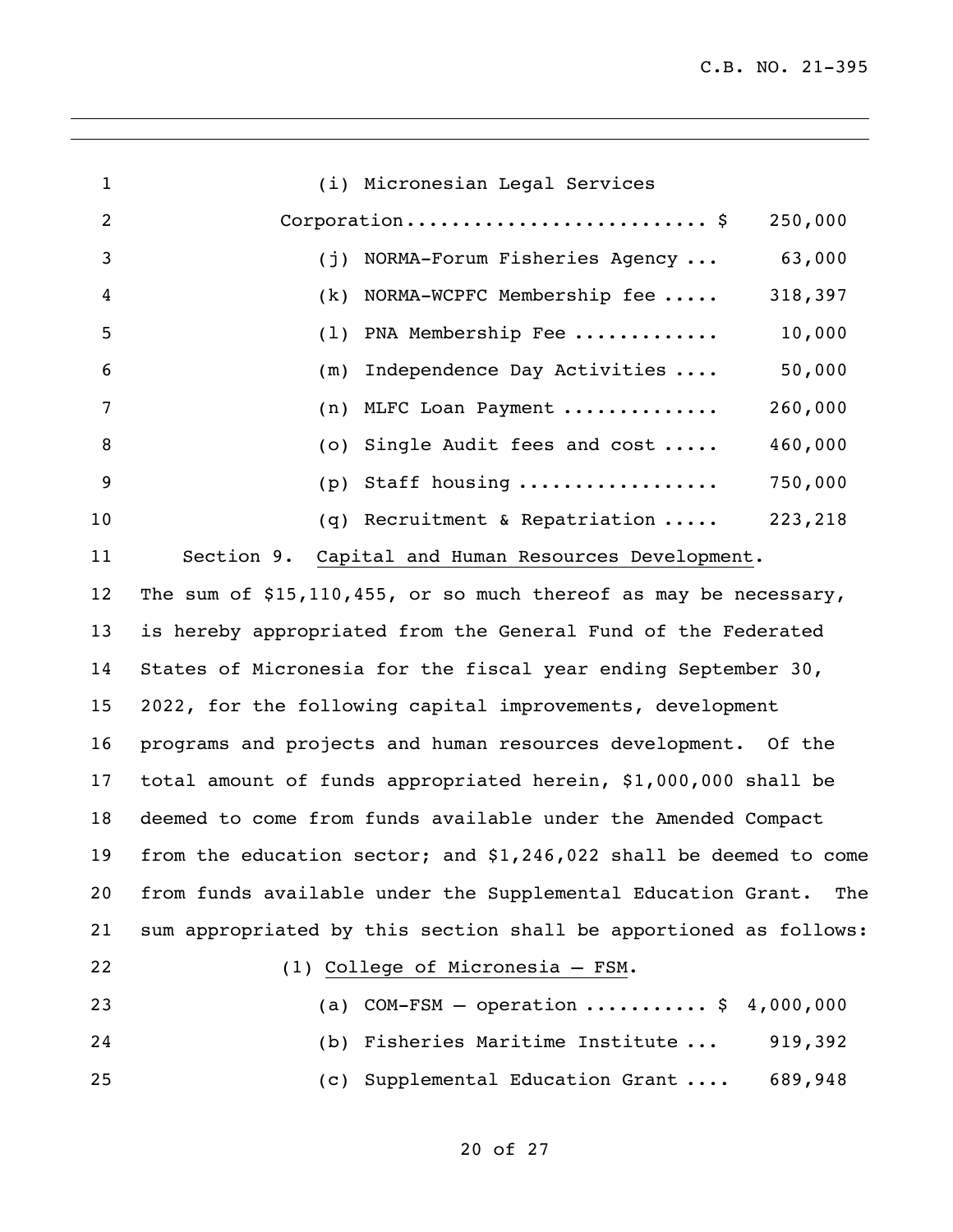(i) Micronesian Legal Services Corporation.......................... $ 250,000

(j) NORMA-Forum Fisheries Agency ... 63,000

(k) NORMA-WCPFC Membership fee ..... 318,397

(l) PNA Membership Fee ............ 10,000

(m) Independence Day Activities .... 50,000

(n) MLFC Loan Payment ............. 260,000

(o) Single Audit fees and cost ..... 460,000

(p) Staff housing ................. 750,000

(q) Recruitment & Repatriation ..... 223,218

Section 9. Capital and Human Resources Development. The sum of $15,110,455, or so much thereof as may be necessary, is hereby appropriated from the General Fund of the Federated States of Micronesia for the fiscal year ending September 30, 2022, for the following capital improvements, development programs and projects and human resources development. Of the total amount of funds appropriated herein, $1,000,000 shall be deemed to come from funds available under the Amended Compact from the education sector; and $1,246,022 shall be deemed to come from funds available under the Supplemental Education Grant. The sum appropriated by this section shall be apportioned as follows:

(1) College of Micronesia – FSM.

(a) COM-FSM – operation .......... $ 4,000,000

(b) Fisheries Maritime Institute ... 919,392

(c) Supplemental Education Grant .... 689,948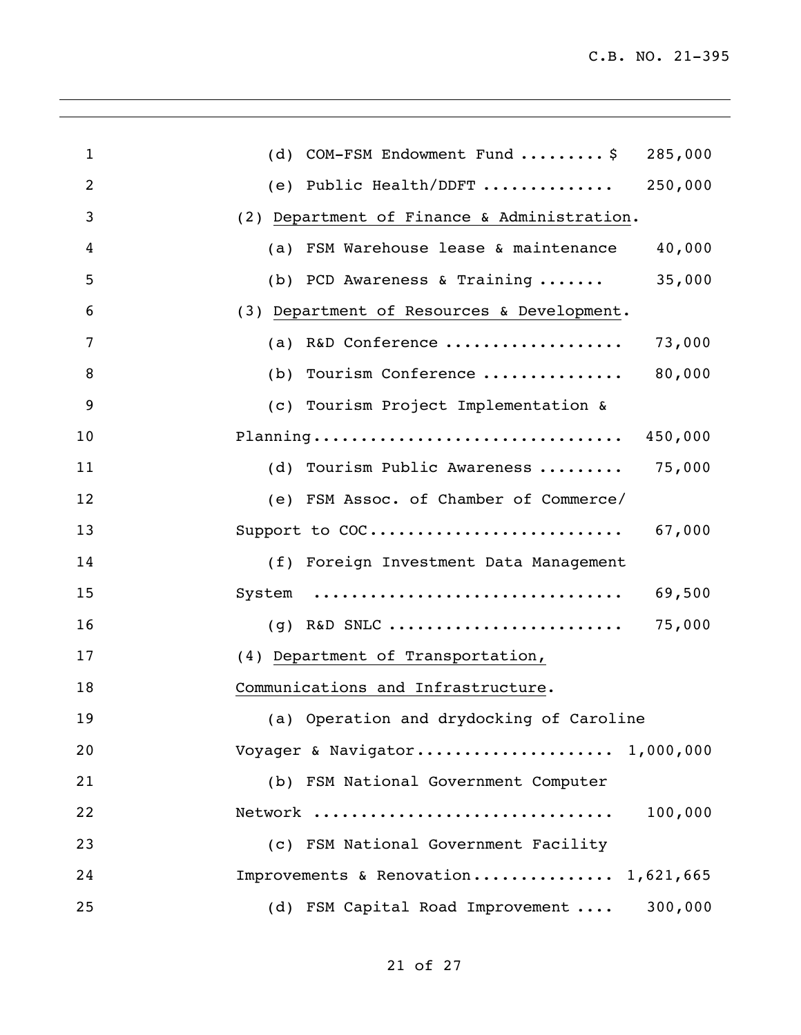(d) COM-FSM Endowment Fund ......... $ 285,000

(e) Public Health/DDFT ............. 250,000

(2) Department of Finance & Administration.

(a) FSM Warehouse lease & maintenance 40,000

(b) PCD Awareness & Training ....... 35,000

(3) Department of Resources & Development.

(a) R&D Conference .................. 73,000

(b) Tourism Conference ............... 80,000

(c) Tourism Project Implementation & Planning................................ 450,000

(d) Tourism Public Awareness ......... 75,000

(e) FSM Assoc. of Chamber of Commerce/ Support to COC.......................... 67,000

(f) Foreign Investment Data Management System ................................ 69,500

(g) R&D SNLC ......................... 75,000

(4) Department of Transportation, Communications and Infrastructure.

(a) Operation and drydocking of Caroline Voyager & Navigator..................... 1,000,000

(b) FSM National Government Computer Network ............................... 100,000

(c) FSM National Government Facility Improvements & Renovation.............. 1,621,665

(d) FSM Capital Road Improvement .... 300,000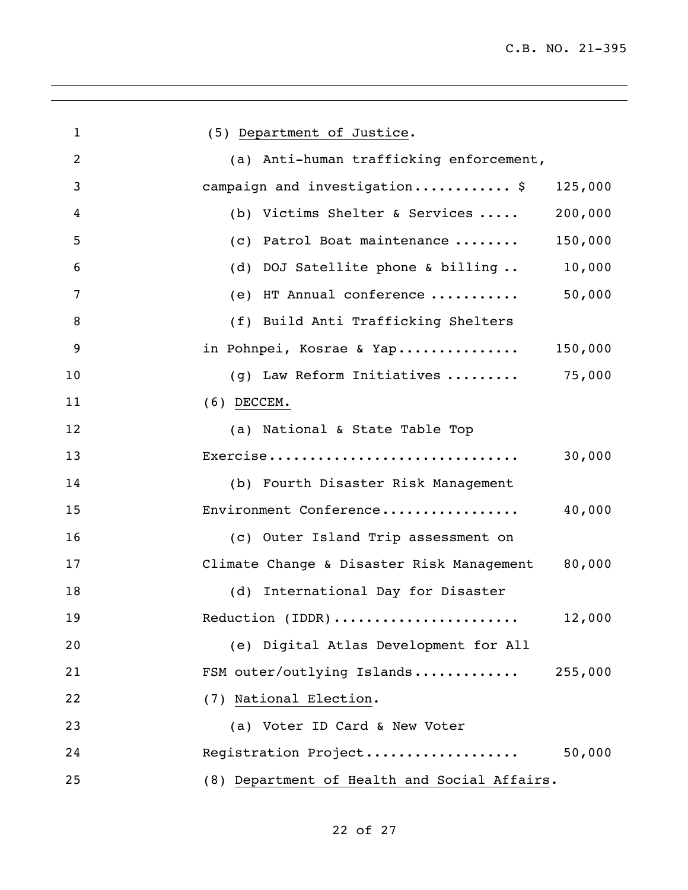(5) Department of Justice.

(a) Anti-human trafficking enforcement, campaign and investigation............ $ 125,000

(b) Victims Shelter & Services ..... 200,000

(c) Patrol Boat maintenance ........ 150,000

(d) DOJ Satellite phone & billing .. 10,000

(e) HT Annual conference ........... 50,000

(f) Build Anti Trafficking Shelters in Pohnpei, Kosrae & Yap............... 150,000

(g) Law Reform Initiatives ......... 75,000

(6) DECCEM.

(a) National & State Table Top Exercise.............................. 30,000

(b) Fourth Disaster Risk Management Environment Conference................. 40,000

(c) Outer Island Trip assessment on Climate Change & Disaster Risk Management 80,000

(d) International Day for Disaster Reduction (IDDR)...................... 12,000

(e) Digital Atlas Development for All FSM outer/outlying Islands............ 255,000

(7) National Election.

(a) Voter ID Card & New Voter Registration Project................... 50,000

(8) Department of Health and Social Affairs.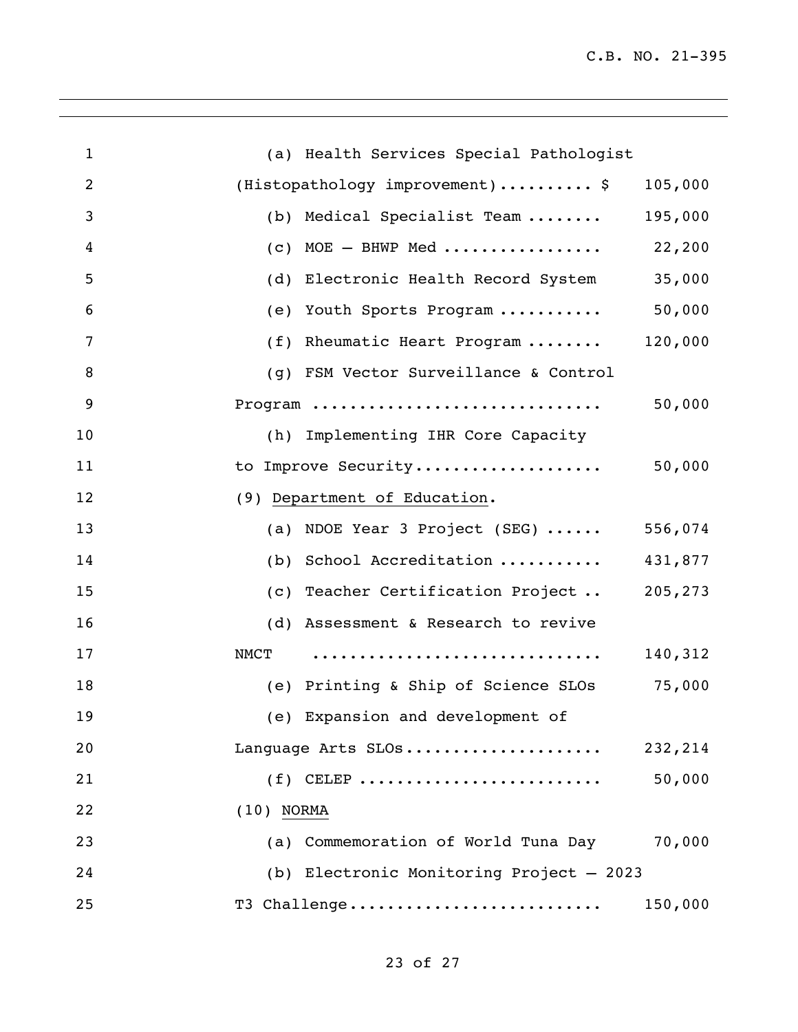(a) Health Services Special Pathologist (Histopathology improvement).......... $ 105,000

(b) Medical Specialist Team ........ 195,000

(c) MOE – BHWP Med ................. 22,200

(d) Electronic Health Record System 35,000

(e) Youth Sports Program ........... 50,000

(f) Rheumatic Heart Program ........ 120,000

(g) FSM Vector Surveillance & Control Program .............................. 50,000

(h) Implementing IHR Core Capacity to Improve Security.................... 50,000

(9) Department of Education.

(a) NDOE Year 3 Project (SEG) ...... 556,074

(b) School Accreditation ........... 431,877

(c) Teacher Certification Project .. 205,273

(d) Assessment & Research to revive NMCT .............................. 140,312

(e) Printing & Ship of Science SLOs 75,000

(e) Expansion and development of Language Arts SLOs..................... 232,214

(f) CELEP ......................... 50,000

(10) NORMA

(a) Commemoration of World Tuna Day 70,000

(b) Electronic Monitoring Project – 2023 T3 Challenge.......................... 150,000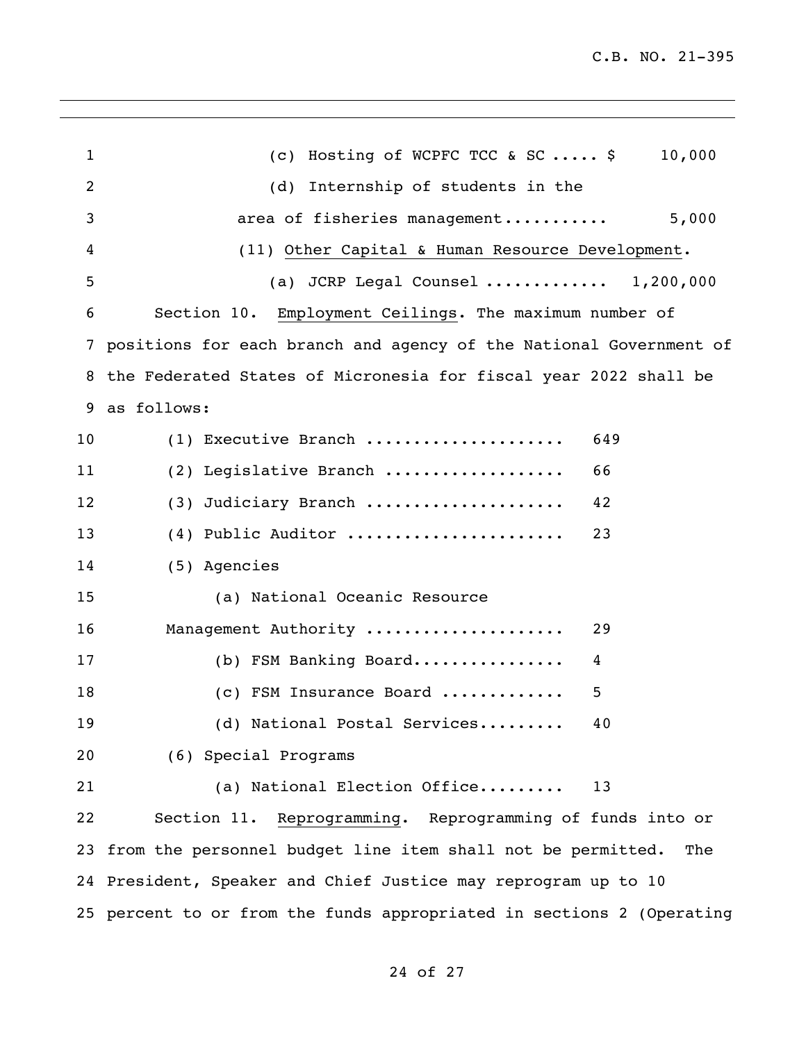(c) Hosting of WCPFC TCC & SC ..... $ 10,000

(d) Internship of students in the area of fisheries management........... 5,000

(11) Other Capital & Human Resource Development.

(a) JCRP Legal Counsel ............. 1,200,000

Section 10. Employment Ceilings. The maximum number of positions for each branch and agency of the National Government of the Federated States of Micronesia for fiscal year 2022 shall be as follows:

(1) Executive Branch .................... 649

(2) Legislative Branch .................. 66

(3) Judiciary Branch .................... 42

(4) Public Auditor ...................... 23

(5) Agencies

(a) National Oceanic Resource Management Authority .................... 29

(b) FSM Banking Board................ 4

(c) FSM Insurance Board ............ 5

(d) National Postal Services......... 40

(6) Special Programs

(a) National Election Office......... 13

Section 11. Reprogramming. Reprogramming of funds into or from the personnel budget line item shall not be permitted. The President, Speaker and Chief Justice may reprogram up to 10 percent to or from the funds appropriated in sections 2 (Operating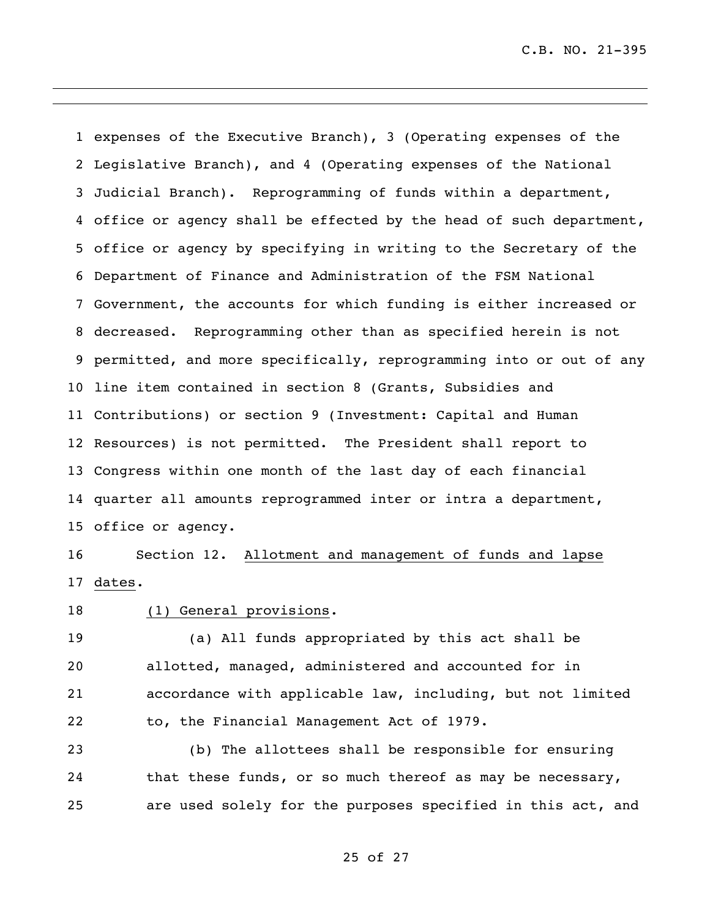expenses of the Executive Branch), 3 (Operating expenses of the Legislative Branch), and 4 (Operating expenses of the National Judicial Branch). Reprogramming of funds within a department, office or agency shall be effected by the head of such department, office or agency by specifying in writing to the Secretary of the Department of Finance and Administration of the FSM National Government, the accounts for which funding is either increased or decreased. Reprogramming other than as specified herein is not permitted, and more specifically, reprogramming into or out of any line item contained in section 8 (Grants, Subsidies and Contributions) or section 9 (Investment: Capital and Human Resources) is not permitted. The President shall report to Congress within one month of the last day of each financial quarter all amounts reprogrammed inter or intra a department, office or agency.

Section 12. <u>Allotment and management of funds and lapse dates</u>.

<u>(1) General provisions</u>.

(a) All funds appropriated by this act shall be allotted, managed, administered and accounted for in accordance with applicable law, including, but not limited to, the Financial Management Act of 1979.

(b) The allottees shall be responsible for ensuring that these funds, or so much thereof as may be necessary, are used solely for the purposes specified in this act, and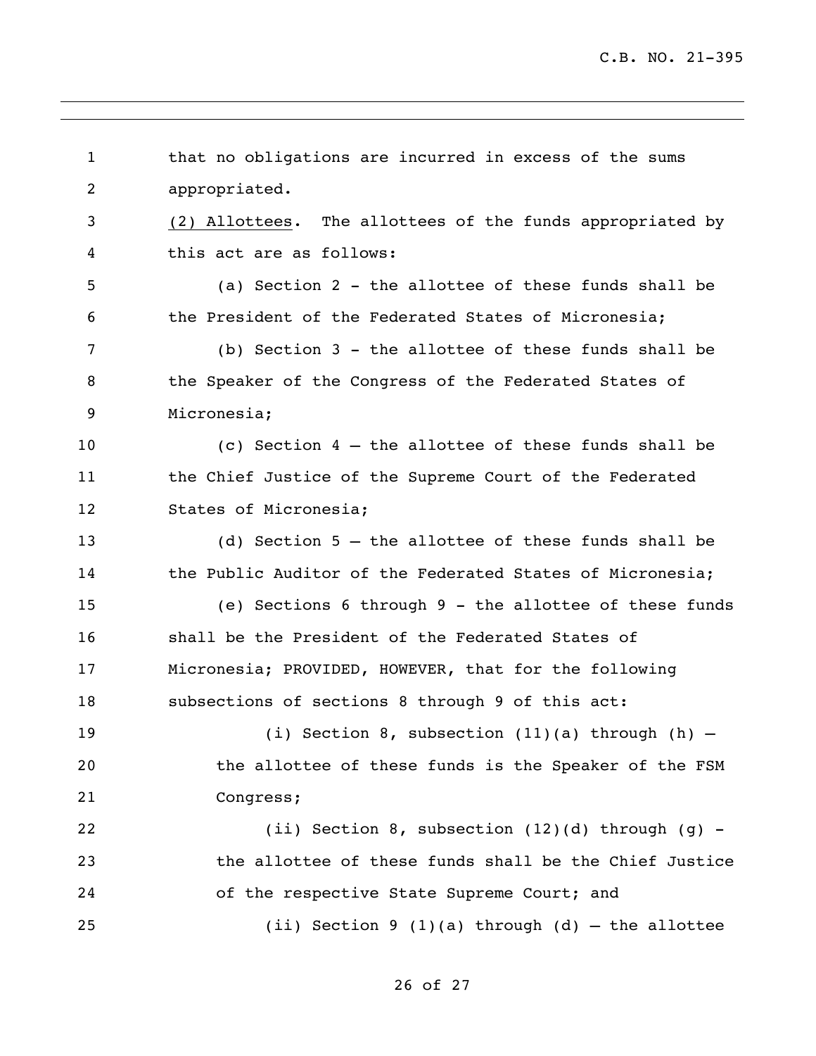that no obligations are incurred in excess of the sums appropriated.

(2) Allottees. The allottees of the funds appropriated by this act are as follows:

(a) Section 2 - the allottee of these funds shall be the President of the Federated States of Micronesia;

(b) Section 3 - the allottee of these funds shall be the Speaker of the Congress of the Federated States of Micronesia;

(c) Section 4 – the allottee of these funds shall be the Chief Justice of the Supreme Court of the Federated States of Micronesia;

(d) Section 5 – the allottee of these funds shall be the Public Auditor of the Federated States of Micronesia;

(e) Sections 6 through 9 - the allottee of these funds shall be the President of the Federated States of Micronesia; PROVIDED, HOWEVER, that for the following subsections of sections 8 through 9 of this act:

(i) Section 8, subsection (11)(a) through (h) – the allottee of these funds is the Speaker of the FSM Congress;

(ii) Section 8, subsection (12)(d) through (g) - the allottee of these funds shall be the Chief Justice of the respective State Supreme Court; and

(ii) Section 9 (1)(a) through (d) – the allottee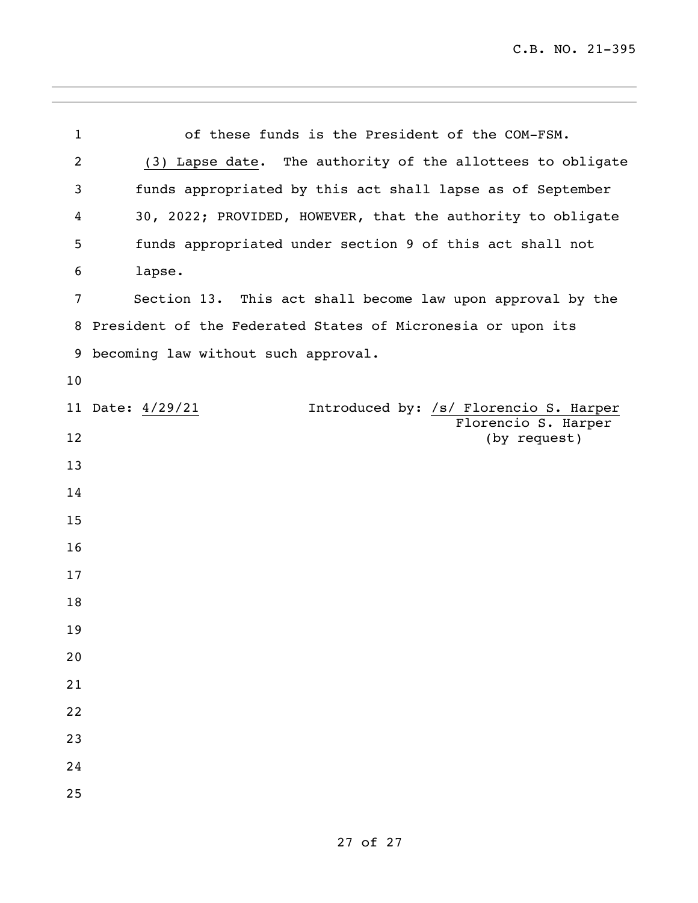of these funds is the President of the COM-FSM.

(3) Lapse date. The authority of the allottees to obligate funds appropriated by this act shall lapse as of September 30, 2022; PROVIDED, HOWEVER, that the authority to obligate funds appropriated under section 9 of this act shall not lapse.

Section 13. This act shall become law upon approval by the President of the Federated States of Micronesia or upon its becoming law without such approval.

Date: 4/29/21

Introduced by: /s/ Florencio S. Harper
Florencio S. Harper
(by request)